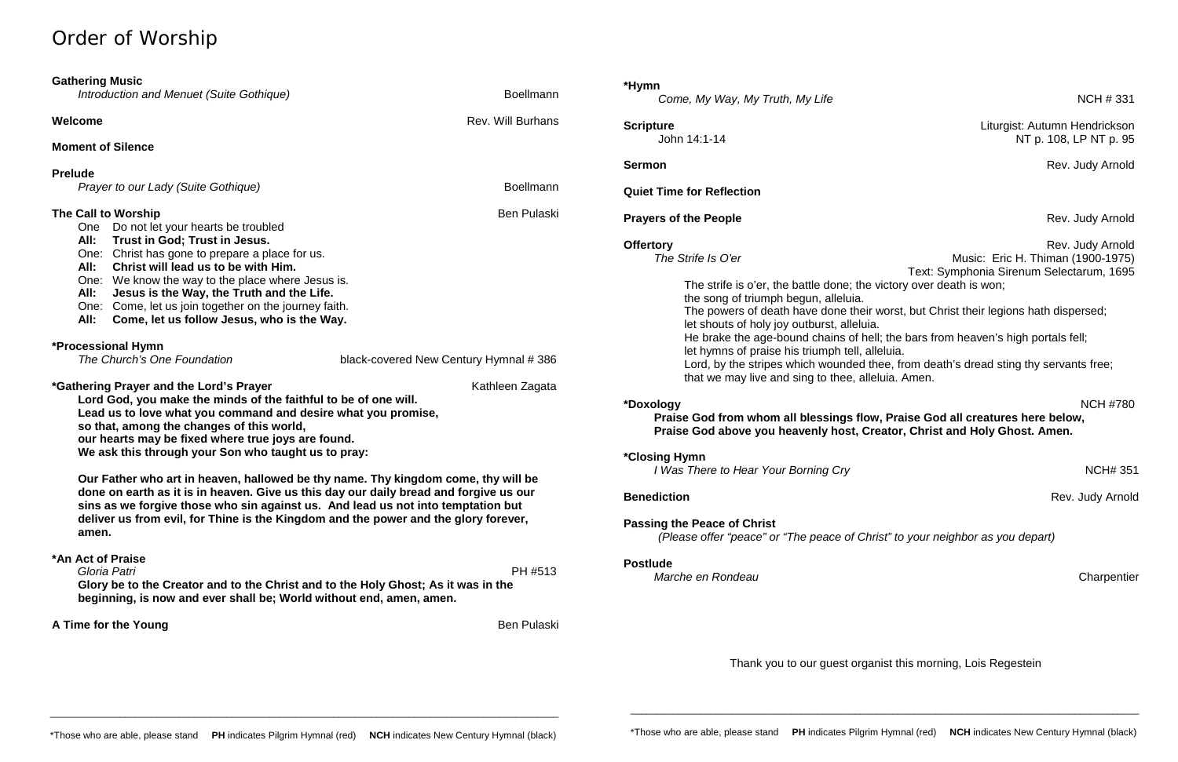# Order of Worship

**Gathering Music**
*Introduction and Menuet (Suite Gothique)* — Boellmann

**Welcome** — Rev. Will Burhans

**Moment of Silence**

**Prelude**
*Prayer to our Lady (Suite Gothique)* — Boellmann

**The Call to Worship** — Ben Pulaski

One Do not let your hearts be troubled
**All: Trust in God; Trust in Jesus.**
One: Christ has gone to prepare a place for us.
**All: Christ will lead us to be with Him.**
One: We know the way to the place where Jesus is.
**All: Jesus is the Way, the Truth and the Life.**
One: Come, let us join together on the journey faith.
**All: Come, let us follow Jesus, who is the Way.**

**\*Processional Hymn**
*The Church's One Foundation* — black-covered New Century Hymnal # 386

**\*Gathering Prayer and the Lord's Prayer** — Kathleen Zagata

**Lord God, you make the minds of the faithful to be of one will.**
**Lead us to love what you command and desire what you promise,**
**so that, among the changes of this world,**
**our hearts may be fixed where true joys are found.**
**We ask this through your Son who taught us to pray:**

**Our Father who art in heaven, hallowed be thy name. Thy kingdom come, thy will be done on earth as it is in heaven. Give us this day our daily bread and forgive us our sins as we forgive those who sin against us. And lead us not into temptation but deliver us from evil, for Thine is the Kingdom and the power and the glory forever, amen.**

**\*An Act of Praise**
*Gloria Patri* — PH #513
**Glory be to the Creator and to the Christ and to the Holy Ghost; As it was in the beginning, is now and ever shall be; World without end, amen, amen.**

**A Time for the Young** — Ben Pulaski

**\*Hymn**
*Come, My Way, My Truth, My Life* — NCH # 331

**Scripture** — Liturgist: Autumn Hendrickson
John 14:1-14 — NT p. 108, LP NT p. 95

**Sermon** — Rev. Judy Arnold

**Quiet Time for Reflection**

**Prayers of the People** — Rev. Judy Arnold

**Offertory** — Rev. Judy Arnold
*The Strife Is O'er* — Music: Eric H. Thiman (1900-1975)
Text: Symphonia Sirenum Selectarum, 1695

The strife is o'er, the battle done; the victory over death is won;
the song of triumph begun, alleluia.
The powers of death have done their worst, but Christ their legions hath dispersed;
let shouts of holy joy outburst, alleluia.
He brake the age-bound chains of hell; the bars from heaven's high portals fell;
let hymns of praise his triumph tell, alleluia.
Lord, by the stripes which wounded thee, from death's dread sting thy servants free;
that we may live and sing to thee, alleluia. Amen.

**\*Doxology** — NCH #780
**Praise God from whom all blessings flow, Praise God all creatures here below,**
**Praise God above you heavenly host, Creator, Christ and Holy Ghost. Amen.**

**\*Closing Hymn**
*I Was There to Hear Your Borning Cry* — NCH# 351

**Benediction** — Rev. Judy Arnold

**Passing the Peace of Christ**
*(Please offer "peace" or "The peace of Christ" to your neighbor as you depart)*

**Postlude**
*Marche en Rondeau* — Charpentier

Thank you to our guest organist this morning, Lois Regestein

\*Those who are able, please stand **PH** indicates Pilgrim Hymnal (red) **NCH** indicates New Century Hymnal (black)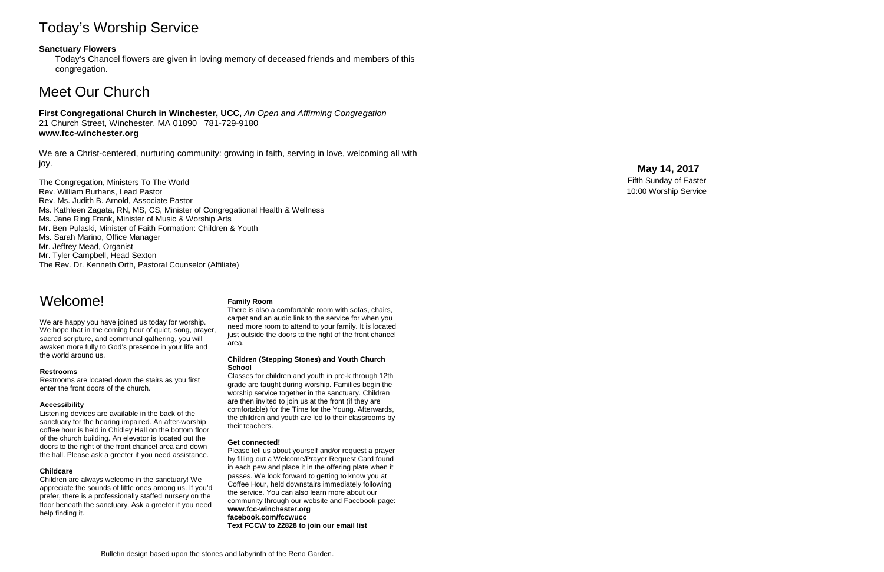# Today's Worship Service

**Sanctuary Flowers**

Today's Chancel flowers are given in loving memory of deceased friends and members of this congregation.

# Meet Our Church

**First Congregational Church in Winchester, UCC,** *An Open and Affirming Congregation*
21 Church Street, Winchester, MA 01890 781-729-9180
**www.fcc-winchester.org**

We are a Christ-centered, nurturing community: growing in faith, serving in love, welcoming all with joy.

The Congregation, Ministers To The World
Rev. William Burhans, Lead Pastor
Rev. Ms. Judith B. Arnold, Associate Pastor
Ms. Kathleen Zagata, RN, MS, CS, Minister of Congregational Health & Wellness
Ms. Jane Ring Frank, Minister of Music & Worship Arts
Mr. Ben Pulaski, Minister of Faith Formation: Children & Youth
Ms. Sarah Marino, Office Manager
Mr. Jeffrey Mead, Organist
Mr. Tyler Campbell, Head Sexton
The Rev. Dr. Kenneth Orth, Pastoral Counselor (Affiliate)

# Welcome!

We are happy you have joined us today for worship. We hope that in the coming hour of quiet, song, prayer, sacred scripture, and communal gathering, you will awaken more fully to God's presence in your life and the world around us.

**Restrooms**

Restrooms are located down the stairs as you first enter the front doors of the church.

**Accessibility**

Listening devices are available in the back of the sanctuary for the hearing impaired. An after-worship coffee hour is held in Chidley Hall on the bottom floor of the church building. An elevator is located out the doors to the right of the front chancel area and down the hall. Please ask a greeter if you need assistance.

**Childcare**

Children are always welcome in the sanctuary! We appreciate the sounds of little ones among us. If you'd prefer, there is a professionally staffed nursery on the floor beneath the sanctuary. Ask a greeter if you need help finding it.

**Family Room**

There is also a comfortable room with sofas, chairs, carpet and an audio link to the service for when you need more room to attend to your family. It is located just outside the doors to the right of the front chancel area.

**Children (Stepping Stones) and Youth Church School**

Classes for children and youth in pre-k through 12th grade are taught during worship. Families begin the worship service together in the sanctuary. Children are then invited to join us at the front (if they are comfortable) for the Time for the Young. Afterwards, the children and youth are led to their classrooms by their teachers.

**Get connected!**

Please tell us about yourself and/or request a prayer by filling out a Welcome/Prayer Request Card found in each pew and place it in the offering plate when it passes. We look forward to getting to know you at Coffee Hour, held downstairs immediately following the service. You can also learn more about our community through our website and Facebook page:
**www.fcc-winchester.org**
**facebook.com/fccwucc**
**Text FCCW to 22828 to join our email list**

Bulletin design based upon the stones and labyrinth of the Reno Garden.

**May 14, 2017**
Fifth Sunday of Easter
10:00 Worship Service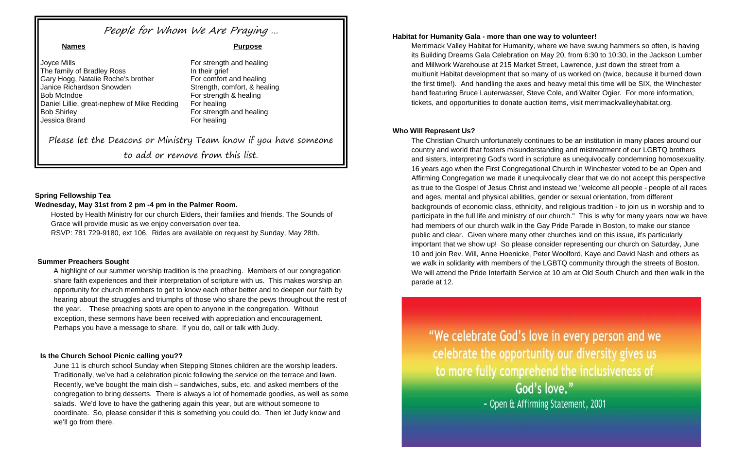## People for Whom We Are Praying …

| Names | Purpose |
| --- | --- |
| Joyce Mills | For strength and healing |
| The family of Bradley Ross | In their grief |
| Gary Hogg, Natalie Roche's brother | For comfort and healing |
| Janice Richardson Snowden | Strength, comfort, & healing |
| Bob McIndoe | For strength & healing |
| Daniel Lillie, great-nephew of Mike Redding | For healing |
| Bob Shirley | For strength and healing |
| Jessica Brand | For healing |

*Please let the Deacons or Ministry Team know if you have someone to add or remove from this list.*

**Spring Fellowship Tea**
**Wednesday, May 31st from 2 pm -4 pm in the Palmer Room.**

Hosted by Health Ministry for our church Elders, their families and friends. The Sounds of Grace will provide music as we enjoy conversation over tea.
RSVP: 781 729-9180, ext 106. Rides are available on request by Sunday, May 28th.

**Summer Preachers Sought**

A highlight of our summer worship tradition is the preaching. Members of our congregation share faith experiences and their interpretation of scripture with us. This makes worship an opportunity for church members to get to know each other better and to deepen our faith by hearing about the struggles and triumphs of those who share the pews throughout the rest of the year. These preaching spots are open to anyone in the congregation. Without exception, these sermons have been received with appreciation and encouragement. Perhaps you have a message to share. If you do, call or talk with Judy.

**Is the Church School Picnic calling you??**

June 11 is church school Sunday when Stepping Stones children are the worship leaders. Traditionally, we've had a celebration picnic following the service on the terrace and lawn. Recently, we've bought the main dish – sandwiches, subs, etc. and asked members of the congregation to bring desserts. There is always a lot of homemade goodies, as well as some salads. We'd love to have the gathering again this year, but are without someone to coordinate. So, please consider if this is something you could do. Then let Judy know and we'll go from there.

**Habitat for Humanity Gala - more than one way to volunteer!**

Merrimack Valley Habitat for Humanity, where we have swung hammers so often, is having its Building Dreams Gala Celebration on May 20, from 6:30 to 10:30, in the Jackson Lumber and Millwork Warehouse at 215 Market Street, Lawrence, just down the street from a multiunit Habitat development that so many of us worked on (twice, because it burned down the first time!). And handling the axes and heavy metal this time will be SIX, the Winchester band featuring Bruce Lauterwasser, Steve Cole, and Walter Ogier. For more information, tickets, and opportunities to donate auction items, visit merrimackvalleyhabitat.org.

**Who Will Represent Us?**

The Christian Church unfortunately continues to be an institution in many places around our country and world that fosters misunderstanding and mistreatment of our LGBTQ brothers and sisters, interpreting God's word in scripture as unequivocally condemning homosexuality. 16 years ago when the First Congregational Church in Winchester voted to be an Open and Affirming Congregation we made it unequivocally clear that we do not accept this perspective as true to the Gospel of Jesus Christ and instead we "welcome all people - people of all races and ages, mental and physical abilities, gender or sexual orientation, from different backgrounds of economic class, ethnicity, and religious tradition - to join us in worship and to participate in the full life and ministry of our church." This is why for many years now we have had members of our church walk in the Gay Pride Parade in Boston, to make our stance public and clear. Given where many other churches land on this issue, it's particularly important that we show up! So please consider representing our church on Saturday, June 10 and join Rev. Will, Anne Hoenicke, Peter Woolford, Kaye and David Nash and others as we walk in solidarity with members of the LGBTQ community through the streets of Boston. We will attend the Pride Interfaith Service at 10 am at Old South Church and then walk in the parade at 12.

"We celebrate God's love in every person and we celebrate the opportunity our diversity gives us to more fully comprehend the inclusiveness of God's love."
~ Open & Affirming Statement, 2001